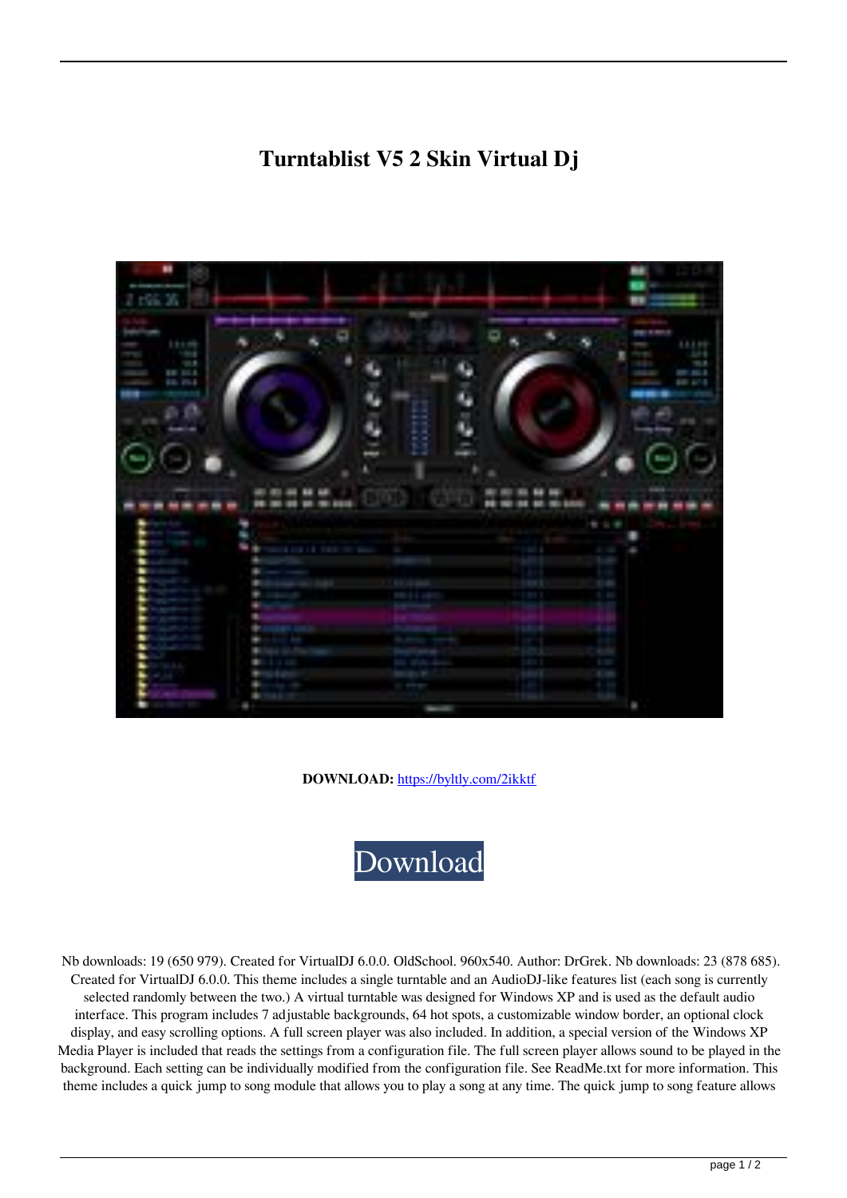# Turntablist V5 2 Skin Virtual Dj

**DOWNLOAD:** https://byltly.com/2ikktf

Download

Nb downloads: 19 (650 979). Created for VirtualDJ 6.0.0. OldSchool. 960x540. Author: DrGrek. Nb downloads: 23 (878 685). Created for VirtualDJ 6.0.0. This theme includes a single turntable and an AudioDJ-like features list (each song is currently selected randomly between the two.) A virtual turntable was designed for Windows XP and is used as the default audio interface. This program includes 7 adjustable backgrounds, 64 hot spots, a customizable window border, an optional clock display, and easy scrolling options. A full screen player was also included. In addition, a special version of the Windows XP Media Player is included that reads the settings from a configuration file. The full screen player allows sound to be played in the background. Each setting can be individually modified from the configuration file. See ReadMe.txt for more information. This theme includes a quick jump to song module that allows you to play a song at any time. The quick jump to song feature allows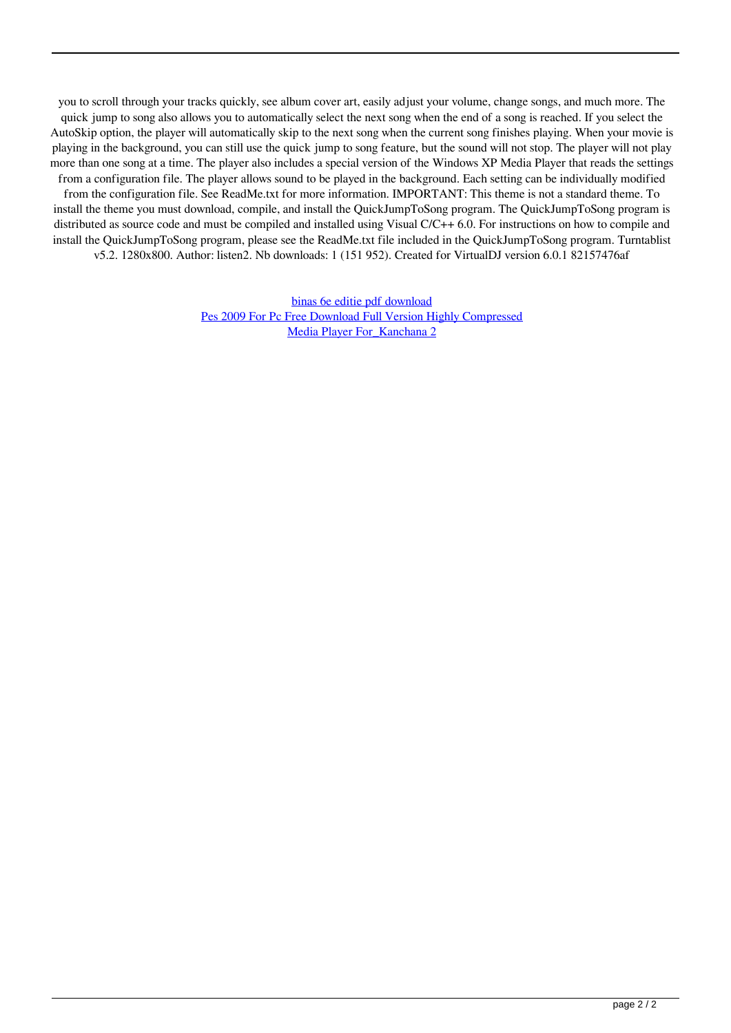you to scroll through your tracks quickly, see album cover art, easily adjust your volume, change songs, and much more. The quick jump to song also allows you to automatically select the next song when the end of a song is reached. If you select the AutoSkip option, the player will automatically skip to the next song when the current song finishes playing. When your movie is playing in the background, you can still use the quick jump to song feature, but the sound will not stop. The player will not play more than one song at a time. The player also includes a special version of the Windows XP Media Player that reads the settings from a configuration file. The player allows sound to be played in the background. Each setting can be individually modified from the configuration file. See ReadMe.txt for more information. IMPORTANT: This theme is not a standard theme. To install the theme you must download, compile, and install the QuickJumpToSong program. The QuickJumpToSong program is distributed as source code and must be compiled and installed using Visual C/C++ 6.0. For instructions on how to compile and install the QuickJumpToSong program, please see the ReadMe.txt file included in the QuickJumpToSong program. Turntablist v5.2. 1280x800. Author: listen2. Nb downloads: 1 (151 952). Created for VirtualDJ version 6.0.1 82157476af

binas 6e editie pdf download
Pes 2009 For Pc Free Download Full Version Highly Compressed
Media Player For_Kanchana 2